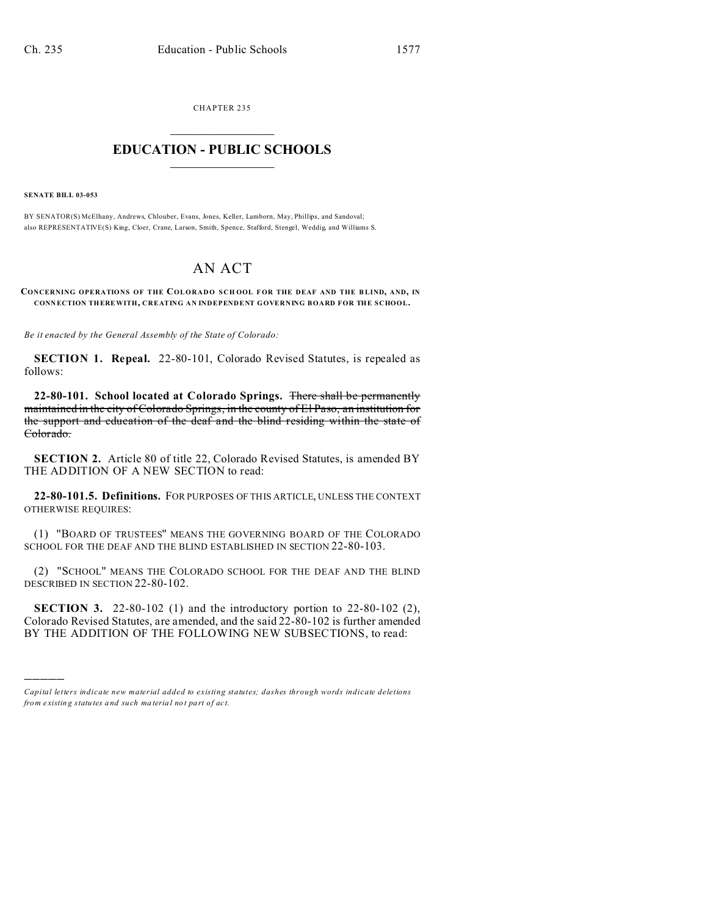CHAPTER 235

# EDUCATION - PUBLIC SCHOOLS

**SENATE BILL 03-053**

BY SENATOR(S) McElhany, Andrews, Chlouber, Evans, Jones, Keller, Lamborn, May, Phillips, and Sandoval;
also REPRESENTATIVE(S) King, Cloer, Crane, Larson, Smith, Spence, Stafford, Stengel, Weddig, and Williams S.

# AN ACT

**CONCERNING OPERATIONS OF THE COLORADO SCHOOL FOR THE DEAF AND THE BLIND, AND, IN CONNECTION THEREWITH, CREATING AN INDEPENDENT GOVERNING BOARD FOR THE SCHOOL.**

*Be it enacted by the General Assembly of the State of Colorado:*

**SECTION 1. Repeal.** 22-80-101, Colorado Revised Statutes, is repealed as follows:

**22-80-101. School located at Colorado Springs.** ~~There shall be permanently maintained in the city of Colorado Springs, in the county of El Paso, an institution for the support and education of the deaf and the blind residing within the state of Colorado.~~

**SECTION 2.** Article 80 of title 22, Colorado Revised Statutes, is amended BY THE ADDITION OF A NEW SECTION to read:

**22-80-101.5. Definitions.** FOR PURPOSES OF THIS ARTICLE, UNLESS THE CONTEXT OTHERWISE REQUIRES:

(1) "BOARD OF TRUSTEES" MEANS THE GOVERNING BOARD OF THE COLORADO SCHOOL FOR THE DEAF AND THE BLIND ESTABLISHED IN SECTION 22-80-103.

(2) "SCHOOL" MEANS THE COLORADO SCHOOL FOR THE DEAF AND THE BLIND DESCRIBED IN SECTION 22-80-102.

**SECTION 3.** 22-80-102 (1) and the introductory portion to 22-80-102 (2), Colorado Revised Statutes, are amended, and the said 22-80-102 is further amended BY THE ADDITION OF THE FOLLOWING NEW SUBSECTIONS, to read:

---

*Capital letters indicate new material added to existing statutes; dashes through words indicate deletions from existing statutes and such material not part of act.*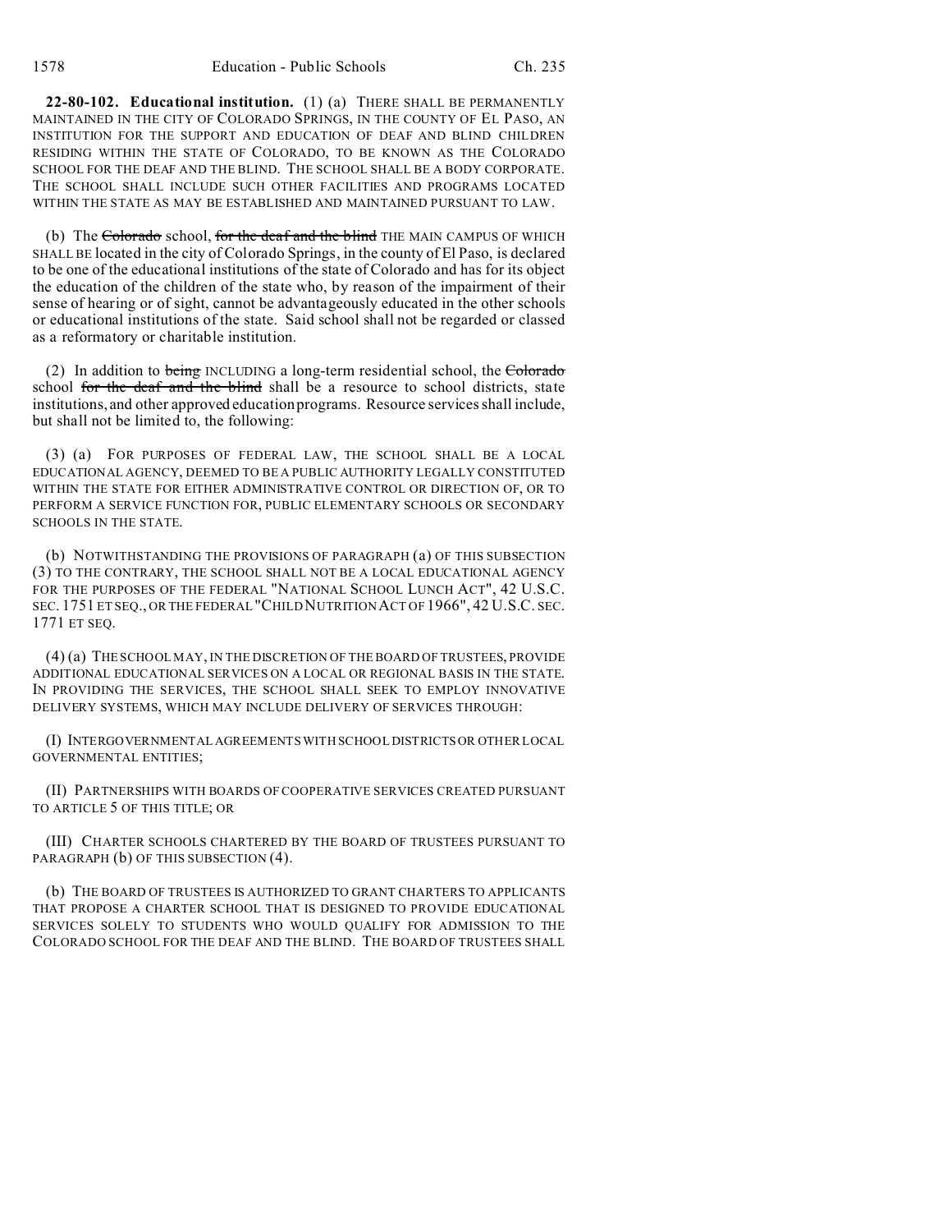**22-80-102. Educational institution.** (1) (a) THERE SHALL BE PERMANENTLY MAINTAINED IN THE CITY OF COLORADO SPRINGS, IN THE COUNTY OF EL PASO, AN INSTITUTION FOR THE SUPPORT AND EDUCATION OF DEAF AND BLIND CHILDREN RESIDING WITHIN THE STATE OF COLORADO, TO BE KNOWN AS THE COLORADO SCHOOL FOR THE DEAF AND THE BLIND. THE SCHOOL SHALL BE A BODY CORPORATE. THE SCHOOL SHALL INCLUDE SUCH OTHER FACILITIES AND PROGRAMS LOCATED WITHIN THE STATE AS MAY BE ESTABLISHED AND MAINTAINED PURSUANT TO LAW.

(b) The ~~Colorado~~ school, ~~for the deaf and the blind~~ THE MAIN CAMPUS OF WHICH SHALL BE located in the city of Colorado Springs, in the county of El Paso, is declared to be one of the educational institutions of the state of Colorado and has for its object the education of the children of the state who, by reason of the impairment of their sense of hearing or of sight, cannot be advantageously educated in the other schools or educational institutions of the state. Said school shall not be regarded or classed as a reformatory or charitable institution.

(2) In addition to ~~being~~ INCLUDING a long-term residential school, the ~~Colorado~~ school ~~for the deaf and the blind~~ shall be a resource to school districts, state institutions, and other approved education programs. Resource services shall include, but shall not be limited to, the following:

(3) (a) FOR PURPOSES OF FEDERAL LAW, THE SCHOOL SHALL BE A LOCAL EDUCATIONAL AGENCY, DEEMED TO BE A PUBLIC AUTHORITY LEGALLY CONSTITUTED WITHIN THE STATE FOR EITHER ADMINISTRATIVE CONTROL OR DIRECTION OF, OR TO PERFORM A SERVICE FUNCTION FOR, PUBLIC ELEMENTARY SCHOOLS OR SECONDARY SCHOOLS IN THE STATE.

(b) NOTWITHSTANDING THE PROVISIONS OF PARAGRAPH (a) OF THIS SUBSECTION (3) TO THE CONTRARY, THE SCHOOL SHALL NOT BE A LOCAL EDUCATIONAL AGENCY FOR THE PURPOSES OF THE FEDERAL "NATIONAL SCHOOL LUNCH ACT", 42 U.S.C. SEC. 1751 ET SEQ., OR THE FEDERAL "CHILD NUTRITION ACT OF 1966", 42 U.S.C. SEC. 1771 ET SEQ.

(4) (a) THE SCHOOL MAY, IN THE DISCRETION OF THE BOARD OF TRUSTEES, PROVIDE ADDITIONAL EDUCATIONAL SERVICES ON A LOCAL OR REGIONAL BASIS IN THE STATE. IN PROVIDING THE SERVICES, THE SCHOOL SHALL SEEK TO EMPLOY INNOVATIVE DELIVERY SYSTEMS, WHICH MAY INCLUDE DELIVERY OF SERVICES THROUGH:

(I) INTERGOVERNMENTAL AGREEMENTS WITH SCHOOL DISTRICTS OR OTHER LOCAL GOVERNMENTAL ENTITIES;

(II) PARTNERSHIPS WITH BOARDS OF COOPERATIVE SERVICES CREATED PURSUANT TO ARTICLE 5 OF THIS TITLE; OR

(III) CHARTER SCHOOLS CHARTERED BY THE BOARD OF TRUSTEES PURSUANT TO PARAGRAPH (b) OF THIS SUBSECTION (4).

(b) THE BOARD OF TRUSTEES IS AUTHORIZED TO GRANT CHARTERS TO APPLICANTS THAT PROPOSE A CHARTER SCHOOL THAT IS DESIGNED TO PROVIDE EDUCATIONAL SERVICES SOLELY TO STUDENTS WHO WOULD QUALIFY FOR ADMISSION TO THE COLORADO SCHOOL FOR THE DEAF AND THE BLIND. THE BOARD OF TRUSTEES SHALL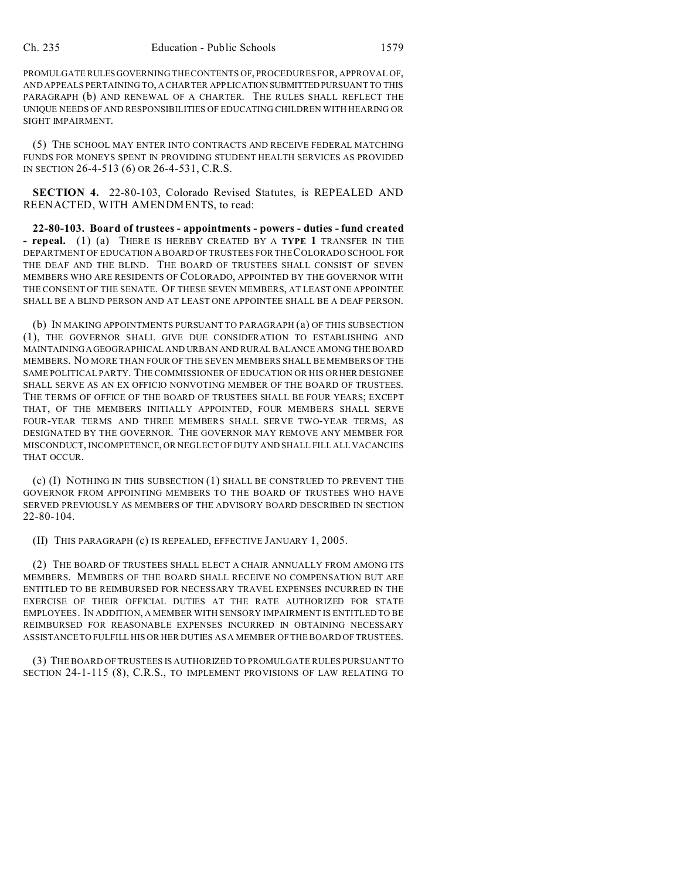PROMULGATE RULES GOVERNING THE CONTENTS OF, PROCEDURES FOR, APPROVAL OF, AND APPEALS PERTAINING TO, A CHARTER APPLICATION SUBMITTED PURSUANT TO THIS PARAGRAPH (b) AND RENEWAL OF A CHARTER. THE RULES SHALL REFLECT THE UNIQUE NEEDS OF AND RESPONSIBILITIES OF EDUCATING CHILDREN WITH HEARING OR SIGHT IMPAIRMENT.

(5) THE SCHOOL MAY ENTER INTO CONTRACTS AND RECEIVE FEDERAL MATCHING FUNDS FOR MONEYS SPENT IN PROVIDING STUDENT HEALTH SERVICES AS PROVIDED IN SECTION 26-4-513 (6) OR 26-4-531, C.R.S.

**SECTION 4.** 22-80-103, Colorado Revised Statutes, is REPEALED AND REENACTED, WITH AMENDMENTS, to read:

**22-80-103. Board of trustees - appointments - powers - duties - fund created - repeal.** (1) (a) THERE IS HEREBY CREATED BY A **TYPE 1** TRANSFER IN THE DEPARTMENT OF EDUCATION A BOARD OF TRUSTEES FOR THE COLORADO SCHOOL FOR THE DEAF AND THE BLIND. THE BOARD OF TRUSTEES SHALL CONSIST OF SEVEN MEMBERS WHO ARE RESIDENTS OF COLORADO, APPOINTED BY THE GOVERNOR WITH THE CONSENT OF THE SENATE. OF THESE SEVEN MEMBERS, AT LEAST ONE APPOINTEE SHALL BE A BLIND PERSON AND AT LEAST ONE APPOINTEE SHALL BE A DEAF PERSON.

(b) IN MAKING APPOINTMENTS PURSUANT TO PARAGRAPH (a) OF THIS SUBSECTION (1), THE GOVERNOR SHALL GIVE DUE CONSIDERATION TO ESTABLISHING AND MAINTAINING A GEOGRAPHICAL AND URBAN AND RURAL BALANCE AMONG THE BOARD MEMBERS. NO MORE THAN FOUR OF THE SEVEN MEMBERS SHALL BE MEMBERS OF THE SAME POLITICAL PARTY. THE COMMISSIONER OF EDUCATION OR HIS OR HER DESIGNEE SHALL SERVE AS AN EX OFFICIO NONVOTING MEMBER OF THE BOARD OF TRUSTEES. THE TERMS OF OFFICE OF THE BOARD OF TRUSTEES SHALL BE FOUR YEARS; EXCEPT THAT, OF THE MEMBERS INITIALLY APPOINTED, FOUR MEMBERS SHALL SERVE FOUR-YEAR TERMS AND THREE MEMBERS SHALL SERVE TWO-YEAR TERMS, AS DESIGNATED BY THE GOVERNOR. THE GOVERNOR MAY REMOVE ANY MEMBER FOR MISCONDUCT, INCOMPETENCE, OR NEGLECT OF DUTY AND SHALL FILL ALL VACANCIES THAT OCCUR.

(c) (I) NOTHING IN THIS SUBSECTION (1) SHALL BE CONSTRUED TO PREVENT THE GOVERNOR FROM APPOINTING MEMBERS TO THE BOARD OF TRUSTEES WHO HAVE SERVED PREVIOUSLY AS MEMBERS OF THE ADVISORY BOARD DESCRIBED IN SECTION 22-80-104.

(II) THIS PARAGRAPH (c) IS REPEALED, EFFECTIVE JANUARY 1, 2005.

(2) THE BOARD OF TRUSTEES SHALL ELECT A CHAIR ANNUALLY FROM AMONG ITS MEMBERS. MEMBERS OF THE BOARD SHALL RECEIVE NO COMPENSATION BUT ARE ENTITLED TO BE REIMBURSED FOR NECESSARY TRAVEL EXPENSES INCURRED IN THE EXERCISE OF THEIR OFFICIAL DUTIES AT THE RATE AUTHORIZED FOR STATE EMPLOYEES. IN ADDITION, A MEMBER WITH SENSORY IMPAIRMENT IS ENTITLED TO BE REIMBURSED FOR REASONABLE EXPENSES INCURRED IN OBTAINING NECESSARY ASSISTANCE TO FULFILL HIS OR HER DUTIES AS A MEMBER OF THE BOARD OF TRUSTEES.

(3) THE BOARD OF TRUSTEES IS AUTHORIZED TO PROMULGATE RULES PURSUANT TO SECTION 24-1-115 (8), C.R.S., TO IMPLEMENT PROVISIONS OF LAW RELATING TO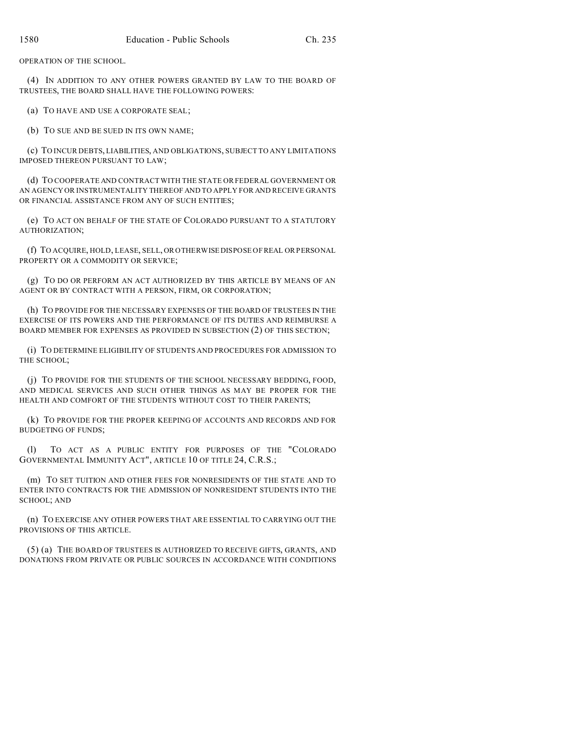OPERATION OF THE SCHOOL.

(4) IN ADDITION TO ANY OTHER POWERS GRANTED BY LAW TO THE BOARD OF TRUSTEES, THE BOARD SHALL HAVE THE FOLLOWING POWERS:

(a) TO HAVE AND USE A CORPORATE SEAL;

(b) TO SUE AND BE SUED IN ITS OWN NAME;

(c) TO INCUR DEBTS, LIABILITIES, AND OBLIGATIONS, SUBJECT TO ANY LIMITATIONS IMPOSED THEREON PURSUANT TO LAW;

(d) TO COOPERATE AND CONTRACT WITH THE STATE OR FEDERAL GOVERNMENT OR AN AGENCY OR INSTRUMENTALITY THEREOF AND TO APPLY FOR AND RECEIVE GRANTS OR FINANCIAL ASSISTANCE FROM ANY OF SUCH ENTITIES;

(e) TO ACT ON BEHALF OF THE STATE OF COLORADO PURSUANT TO A STATUTORY AUTHORIZATION;

(f) TO ACQUIRE, HOLD, LEASE, SELL, OR OTHERWISE DISPOSE OF REAL OR PERSONAL PROPERTY OR A COMMODITY OR SERVICE;

(g) TO DO OR PERFORM AN ACT AUTHORIZED BY THIS ARTICLE BY MEANS OF AN AGENT OR BY CONTRACT WITH A PERSON, FIRM, OR CORPORATION;

(h) TO PROVIDE FOR THE NECESSARY EXPENSES OF THE BOARD OF TRUSTEES IN THE EXERCISE OF ITS POWERS AND THE PERFORMANCE OF ITS DUTIES AND REIMBURSE A BOARD MEMBER FOR EXPENSES AS PROVIDED IN SUBSECTION (2) OF THIS SECTION;

(i) TO DETERMINE ELIGIBILITY OF STUDENTS AND PROCEDURES FOR ADMISSION TO THE SCHOOL;

(j) TO PROVIDE FOR THE STUDENTS OF THE SCHOOL NECESSARY BEDDING, FOOD, AND MEDICAL SERVICES AND SUCH OTHER THINGS AS MAY BE PROPER FOR THE HEALTH AND COMFORT OF THE STUDENTS WITHOUT COST TO THEIR PARENTS;

(k) TO PROVIDE FOR THE PROPER KEEPING OF ACCOUNTS AND RECORDS AND FOR BUDGETING OF FUNDS;

(l) TO ACT AS A PUBLIC ENTITY FOR PURPOSES OF THE "COLORADO GOVERNMENTAL IMMUNITY ACT", ARTICLE 10 OF TITLE 24, C.R.S.;

(m) TO SET TUITION AND OTHER FEES FOR NONRESIDENTS OF THE STATE AND TO ENTER INTO CONTRACTS FOR THE ADMISSION OF NONRESIDENT STUDENTS INTO THE SCHOOL; AND

(n) TO EXERCISE ANY OTHER POWERS THAT ARE ESSENTIAL TO CARRYING OUT THE PROVISIONS OF THIS ARTICLE.

(5) (a) THE BOARD OF TRUSTEES IS AUTHORIZED TO RECEIVE GIFTS, GRANTS, AND DONATIONS FROM PRIVATE OR PUBLIC SOURCES IN ACCORDANCE WITH CONDITIONS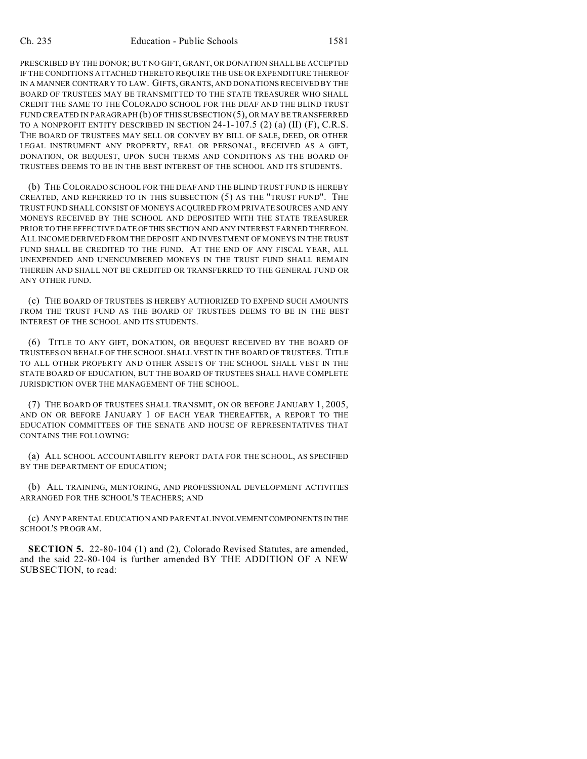PRESCRIBED BY THE DONOR; BUT NO GIFT, GRANT, OR DONATION SHALL BE ACCEPTED IF THE CONDITIONS ATTACHED THERETO REQUIRE THE USE OR EXPENDITURE THEREOF IN A MANNER CONTRARY TO LAW. GIFTS, GRANTS, AND DONATIONS RECEIVED BY THE BOARD OF TRUSTEES MAY BE TRANSMITTED TO THE STATE TREASURER WHO SHALL CREDIT THE SAME TO THE COLORADO SCHOOL FOR THE DEAF AND THE BLIND TRUST FUND CREATED IN PARAGRAPH (b) OF THIS SUBSECTION (5), OR MAY BE TRANSFERRED TO A NONPROFIT ENTITY DESCRIBED IN SECTION 24-1-107.5 (2) (a) (II) (F), C.R.S. THE BOARD OF TRUSTEES MAY SELL OR CONVEY BY BILL OF SALE, DEED, OR OTHER LEGAL INSTRUMENT ANY PROPERTY, REAL OR PERSONAL, RECEIVED AS A GIFT, DONATION, OR BEQUEST, UPON SUCH TERMS AND CONDITIONS AS THE BOARD OF TRUSTEES DEEMS TO BE IN THE BEST INTEREST OF THE SCHOOL AND ITS STUDENTS.

(b) THE COLORADO SCHOOL FOR THE DEAF AND THE BLIND TRUST FUND IS HEREBY CREATED, AND REFERRED TO IN THIS SUBSECTION (5) AS THE "TRUST FUND". THE TRUST FUND SHALL CONSIST OF MONEYS ACQUIRED FROM PRIVATE SOURCES AND ANY MONEYS RECEIVED BY THE SCHOOL AND DEPOSITED WITH THE STATE TREASURER PRIOR TO THE EFFECTIVE DATE OF THIS SECTION AND ANY INTEREST EARNED THEREON. ALL INCOME DERIVED FROM THE DEPOSIT AND INVESTMENT OF MONEYS IN THE TRUST FUND SHALL BE CREDITED TO THE FUND. AT THE END OF ANY FISCAL YEAR, ALL UNEXPENDED AND UNENCUMBERED MONEYS IN THE TRUST FUND SHALL REMAIN THEREIN AND SHALL NOT BE CREDITED OR TRANSFERRED TO THE GENERAL FUND OR ANY OTHER FUND.

(c) THE BOARD OF TRUSTEES IS HEREBY AUTHORIZED TO EXPEND SUCH AMOUNTS FROM THE TRUST FUND AS THE BOARD OF TRUSTEES DEEMS TO BE IN THE BEST INTEREST OF THE SCHOOL AND ITS STUDENTS.

(6) TITLE TO ANY GIFT, DONATION, OR BEQUEST RECEIVED BY THE BOARD OF TRUSTEES ON BEHALF OF THE SCHOOL SHALL VEST IN THE BOARD OF TRUSTEES. TITLE TO ALL OTHER PROPERTY AND OTHER ASSETS OF THE SCHOOL SHALL VEST IN THE STATE BOARD OF EDUCATION, BUT THE BOARD OF TRUSTEES SHALL HAVE COMPLETE JURISDICTION OVER THE MANAGEMENT OF THE SCHOOL.

(7) THE BOARD OF TRUSTEES SHALL TRANSMIT, ON OR BEFORE JANUARY 1, 2005, AND ON OR BEFORE JANUARY 1 OF EACH YEAR THEREAFTER, A REPORT TO THE EDUCATION COMMITTEES OF THE SENATE AND HOUSE OF REPRESENTATIVES THAT CONTAINS THE FOLLOWING:

(a) ALL SCHOOL ACCOUNTABILITY REPORT DATA FOR THE SCHOOL, AS SPECIFIED BY THE DEPARTMENT OF EDUCATION;

(b) ALL TRAINING, MENTORING, AND PROFESSIONAL DEVELOPMENT ACTIVITIES ARRANGED FOR THE SCHOOL'S TEACHERS; AND

(c) ANY PARENTAL EDUCATION AND PARENTAL INVOLVEMENT COMPONENTS IN THE SCHOOL'S PROGRAM.

**SECTION 5.** 22-80-104 (1) and (2), Colorado Revised Statutes, are amended, and the said 22-80-104 is further amended BY THE ADDITION OF A NEW SUBSECTION, to read: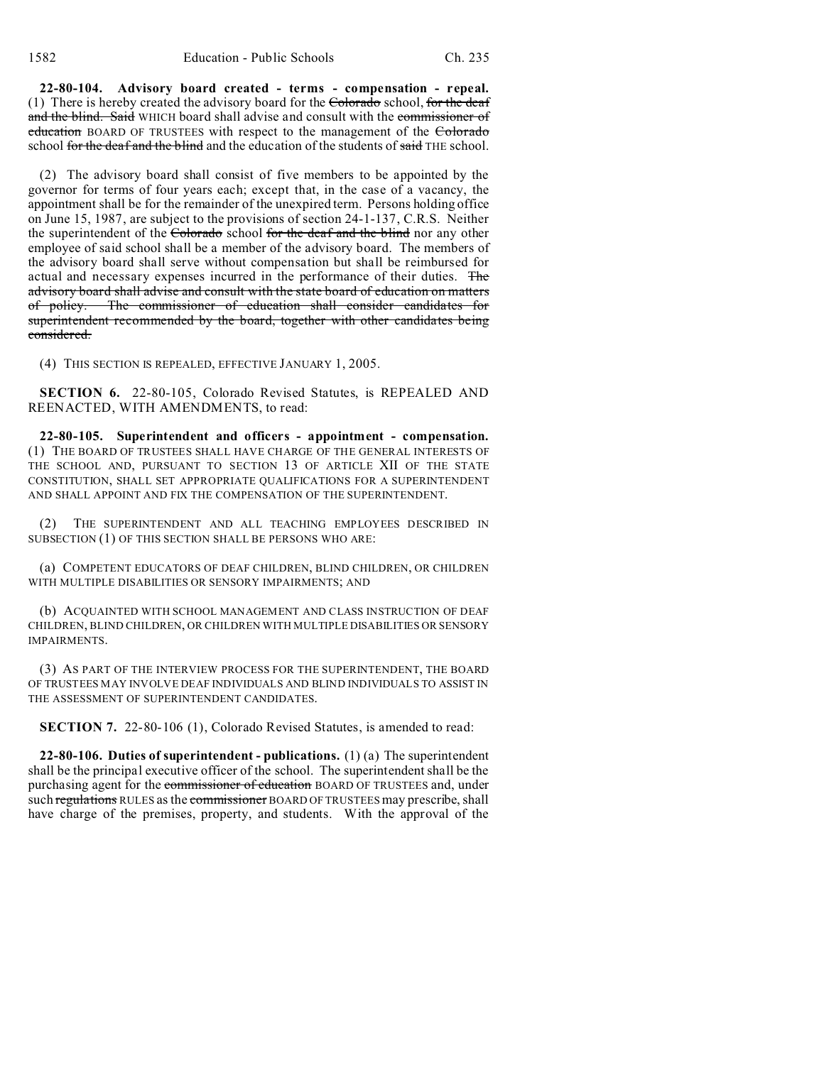**22-80-104. Advisory board created - terms - compensation - repeal.** (1) There is hereby created the advisory board for the ~~Colorado~~ school, ~~for the deaf and the blind. Said~~ WHICH board shall advise and consult with the ~~commissioner of education~~ BOARD OF TRUSTEES with respect to the management of the ~~Colorado~~ school ~~for the deaf and the blind~~ and the education of the students of ~~said~~ THE school.

(2) The advisory board shall consist of five members to be appointed by the governor for terms of four years each; except that, in the case of a vacancy, the appointment shall be for the remainder of the unexpired term. Persons holding office on June 15, 1987, are subject to the provisions of section 24-1-137, C.R.S. Neither the superintendent of the ~~Colorado~~ school ~~for the deaf and the blind~~ nor any other employee of said school shall be a member of the advisory board. The members of the advisory board shall serve without compensation but shall be reimbursed for actual and necessary expenses incurred in the performance of their duties. ~~The advisory board shall advise and consult with the state board of education on matters of policy. The commissioner of education shall consider candidates for superintendent recommended by the board, together with other candidates being considered.~~

(4) THIS SECTION IS REPEALED, EFFECTIVE JANUARY 1, 2005.

**SECTION 6.** 22-80-105, Colorado Revised Statutes, is REPEALED AND REENACTED, WITH AMENDMENTS, to read:

**22-80-105. Superintendent and officers - appointment - compensation.** (1) THE BOARD OF TRUSTEES SHALL HAVE CHARGE OF THE GENERAL INTERESTS OF THE SCHOOL AND, PURSUANT TO SECTION 13 OF ARTICLE XII OF THE STATE CONSTITUTION, SHALL SET APPROPRIATE QUALIFICATIONS FOR A SUPERINTENDENT AND SHALL APPOINT AND FIX THE COMPENSATION OF THE SUPERINTENDENT.

(2) THE SUPERINTENDENT AND ALL TEACHING EMPLOYEES DESCRIBED IN SUBSECTION (1) OF THIS SECTION SHALL BE PERSONS WHO ARE:

(a) COMPETENT EDUCATORS OF DEAF CHILDREN, BLIND CHILDREN, OR CHILDREN WITH MULTIPLE DISABILITIES OR SENSORY IMPAIRMENTS; AND

(b) ACQUAINTED WITH SCHOOL MANAGEMENT AND CLASS INSTRUCTION OF DEAF CHILDREN, BLIND CHILDREN, OR CHILDREN WITH MULTIPLE DISABILITIES OR SENSORY IMPAIRMENTS.

(3) AS PART OF THE INTERVIEW PROCESS FOR THE SUPERINTENDENT, THE BOARD OF TRUSTEES MAY INVOLVE DEAF INDIVIDUALS AND BLIND INDIVIDUALS TO ASSIST IN THE ASSESSMENT OF SUPERINTENDENT CANDIDATES.

**SECTION 7.** 22-80-106 (1), Colorado Revised Statutes, is amended to read:

**22-80-106. Duties of superintendent - publications.** (1) (a) The superintendent shall be the principal executive officer of the school. The superintendent shall be the purchasing agent for the ~~commissioner of education~~ BOARD OF TRUSTEES and, under such ~~regulations~~ RULES as the ~~commissioner~~ BOARD OF TRUSTEES may prescribe, shall have charge of the premises, property, and students. With the approval of the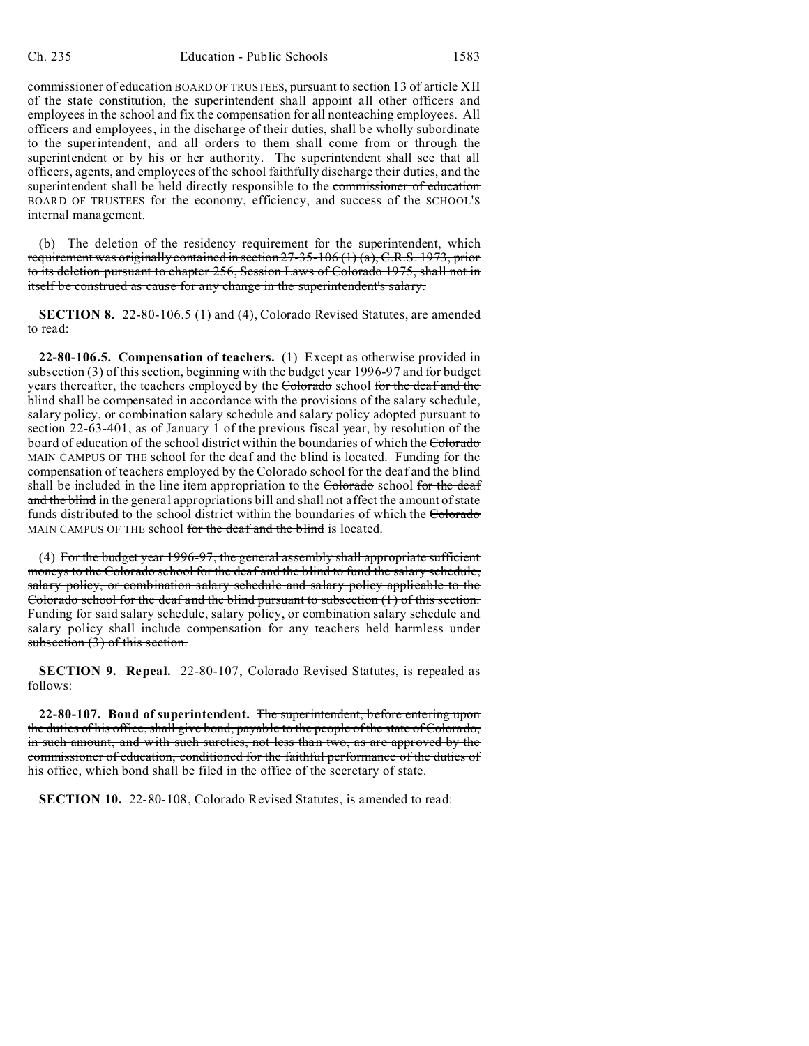~~commissioner of education~~ BOARD OF TRUSTEES, pursuant to section 13 of article XII of the state constitution, the superintendent shall appoint all other officers and employees in the school and fix the compensation for all nonteaching employees. All officers and employees, in the discharge of their duties, shall be wholly subordinate to the superintendent, and all orders to them shall come from or through the superintendent or by his or her authority. The superintendent shall see that all officers, agents, and employees of the school faithfully discharge their duties, and the superintendent shall be held directly responsible to the ~~commissioner of education~~ BOARD OF TRUSTEES for the economy, efficiency, and success of the SCHOOL'S internal management.

(b) ~~The deletion of the residency requirement for the superintendent, which requirement was originally contained in section 27-35-106 (1) (a), C.R.S. 1973, prior to its deletion pursuant to chapter 256, Session Laws of Colorado 1975, shall not in itself be construed as cause for any change in the superintendent's salary.~~

**SECTION 8.** 22-80-106.5 (1) and (4), Colorado Revised Statutes, are amended to read:

**22-80-106.5. Compensation of teachers.** (1) Except as otherwise provided in subsection (3) of this section, beginning with the budget year 1996-97 and for budget years thereafter, the teachers employed by the ~~Colorado~~ school ~~for the deaf and the blind~~ shall be compensated in accordance with the provisions of the salary schedule, salary policy, or combination salary schedule and salary policy adopted pursuant to section 22-63-401, as of January 1 of the previous fiscal year, by resolution of the board of education of the school district within the boundaries of which the ~~Colorado~~ MAIN CAMPUS OF THE school ~~for the deaf and the blind~~ is located. Funding for the compensation of teachers employed by the ~~Colorado~~ school ~~for the deaf and the blind~~ shall be included in the line item appropriation to the ~~Colorado~~ school ~~for the deaf and the blind~~ in the general appropriations bill and shall not affect the amount of state funds distributed to the school district within the boundaries of which the ~~Colorado~~ MAIN CAMPUS OF THE school ~~for the deaf and the blind~~ is located.

(4) ~~For the budget year 1996-97, the general assembly shall appropriate sufficient moneys to the Colorado school for the deaf and the blind to fund the salary schedule, salary policy, or combination salary schedule and salary policy applicable to the Colorado school for the deaf and the blind pursuant to subsection (1) of this section. Funding for said salary schedule, salary policy, or combination salary schedule and salary policy shall include compensation for any teachers held harmless under subsection (3) of this section.~~

**SECTION 9. Repeal.** 22-80-107, Colorado Revised Statutes, is repealed as follows:

**22-80-107. Bond of superintendent.** ~~The superintendent, before entering upon the duties of his office, shall give bond, payable to the people of the state of Colorado, in such amount, and with such sureties, not less than two, as are approved by the commissioner of education, conditioned for the faithful performance of the duties of his office, which bond shall be filed in the office of the secretary of state.~~

**SECTION 10.** 22-80-108, Colorado Revised Statutes, is amended to read: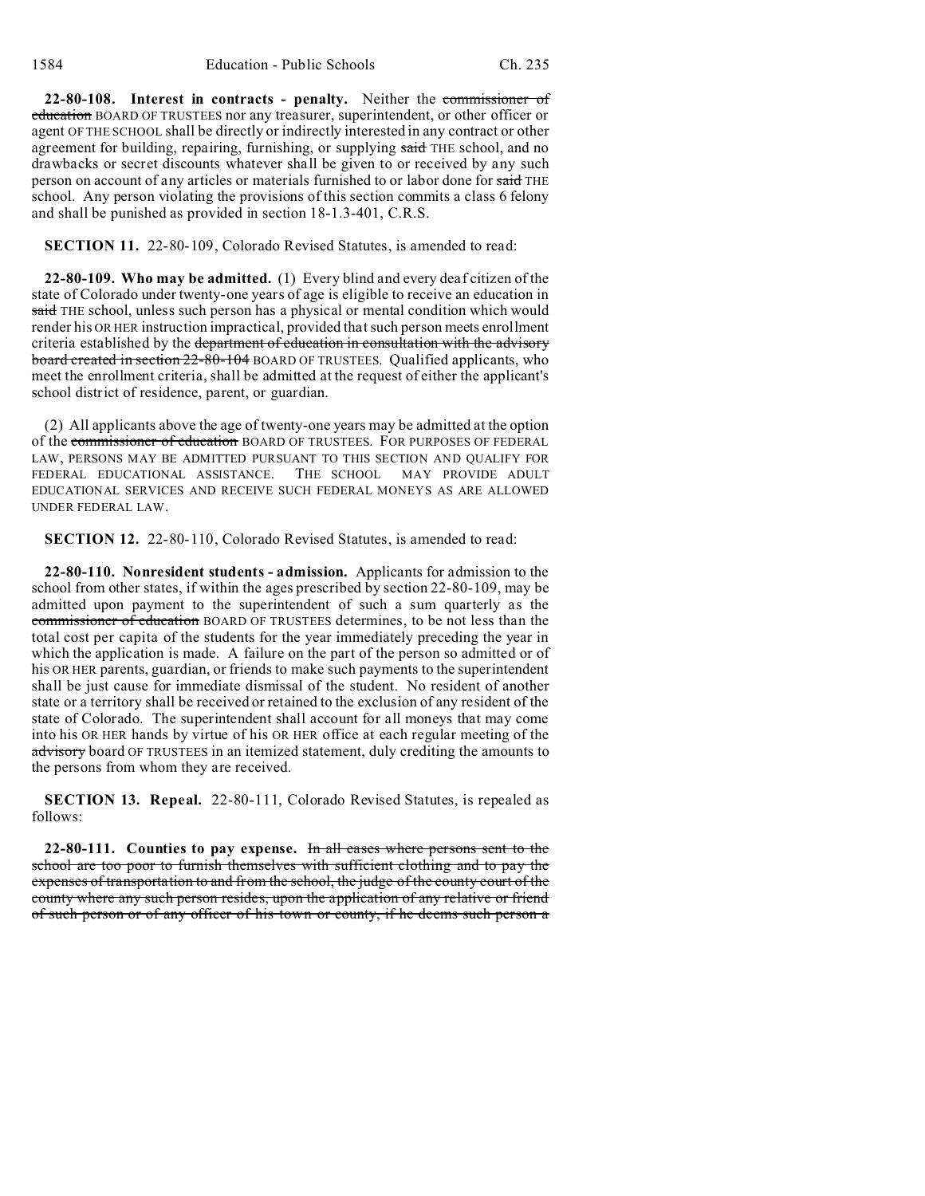**22-80-108. Interest in contracts - penalty.** Neither the ~~commissioner of education~~ BOARD OF TRUSTEES nor any treasurer, superintendent, or other officer or agent OF THE SCHOOL shall be directly or indirectly interested in any contract or other agreement for building, repairing, furnishing, or supplying ~~said~~ THE school, and no drawbacks or secret discounts whatever shall be given to or received by any such person on account of any articles or materials furnished to or labor done for ~~said~~ THE school. Any person violating the provisions of this section commits a class 6 felony and shall be punished as provided in section 18-1.3-401, C.R.S.

**SECTION 11.** 22-80-109, Colorado Revised Statutes, is amended to read:

**22-80-109. Who may be admitted.** (1) Every blind and every deaf citizen of the state of Colorado under twenty-one years of age is eligible to receive an education in ~~said~~ THE school, unless such person has a physical or mental condition which would render his OR HER instruction impractical, provided that such person meets enrollment criteria established by the ~~department of education in consultation with the advisory board created in section 22-80-104~~ BOARD OF TRUSTEES. Qualified applicants, who meet the enrollment criteria, shall be admitted at the request of either the applicant's school district of residence, parent, or guardian.

(2) All applicants above the age of twenty-one years may be admitted at the option of the ~~commissioner of education~~ BOARD OF TRUSTEES. FOR PURPOSES OF FEDERAL LAW, PERSONS MAY BE ADMITTED PURSUANT TO THIS SECTION AND QUALIFY FOR FEDERAL EDUCATIONAL ASSISTANCE. THE SCHOOL MAY PROVIDE ADULT EDUCATIONAL SERVICES AND RECEIVE SUCH FEDERAL MONEYS AS ARE ALLOWED UNDER FEDERAL LAW.

**SECTION 12.** 22-80-110, Colorado Revised Statutes, is amended to read:

**22-80-110. Nonresident students - admission.** Applicants for admission to the school from other states, if within the ages prescribed by section 22-80-109, may be admitted upon payment to the superintendent of such a sum quarterly as the ~~commissioner of education~~ BOARD OF TRUSTEES determines, to be not less than the total cost per capita of the students for the year immediately preceding the year in which the application is made. A failure on the part of the person so admitted or of his OR HER parents, guardian, or friends to make such payments to the superintendent shall be just cause for immediate dismissal of the student. No resident of another state or a territory shall be received or retained to the exclusion of any resident of the state of Colorado. The superintendent shall account for all moneys that may come into his OR HER hands by virtue of his OR HER office at each regular meeting of the ~~advisory~~ board OF TRUSTEES in an itemized statement, duly crediting the amounts to the persons from whom they are received.

**SECTION 13. Repeal.** 22-80-111, Colorado Revised Statutes, is repealed as follows:

**22-80-111. Counties to pay expense.** ~~In all cases where persons sent to the school are too poor to furnish themselves with sufficient clothing and to pay the expenses of transportation to and from the school, the judge of the county court of the county where any such person resides, upon the application of any relative or friend of such person or of any officer of his town or county, if he deems such person a~~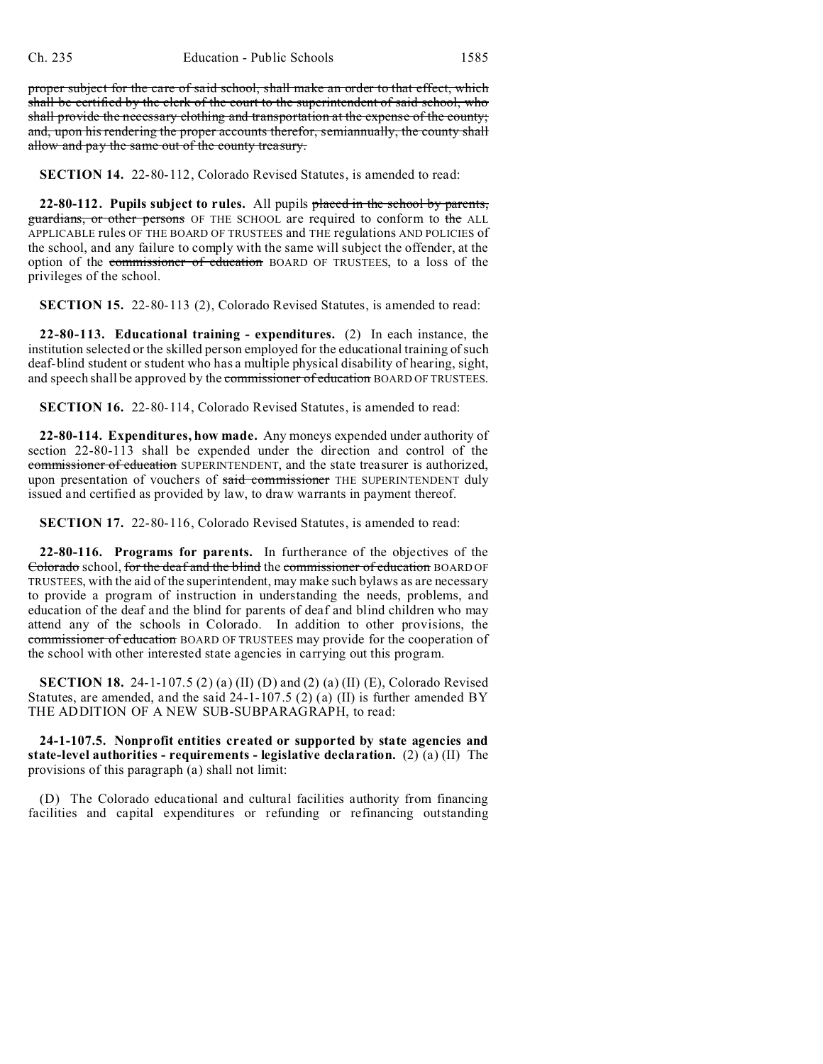~~proper subject for the care of said school, shall make an order to that effect, which shall be certified by the clerk of the court to the superintendent of said school, who shall provide the necessary clothing and transportation at the expense of the county; and, upon his rendering the proper accounts therefor, semiannually, the county shall allow and pay the same out of the county treasury.~~

**SECTION 14.** 22-80-112, Colorado Revised Statutes, is amended to read:

**22-80-112. Pupils subject to rules.** All pupils ~~placed in the school by parents, guardians, or other persons~~ OF THE SCHOOL are required to conform to ~~the~~ ALL APPLICABLE rules OF THE BOARD OF TRUSTEES and THE regulations AND POLICIES of the school, and any failure to comply with the same will subject the offender, at the option of the ~~commissioner of education~~ BOARD OF TRUSTEES, to a loss of the privileges of the school.

**SECTION 15.** 22-80-113 (2), Colorado Revised Statutes, is amended to read:

**22-80-113. Educational training - expenditures.** (2) In each instance, the institution selected or the skilled person employed for the educational training of such deaf-blind student or student who has a multiple physical disability of hearing, sight, and speech shall be approved by the ~~commissioner of education~~ BOARD OF TRUSTEES.

**SECTION 16.** 22-80-114, Colorado Revised Statutes, is amended to read:

**22-80-114. Expenditures, how made.** Any moneys expended under authority of section 22-80-113 shall be expended under the direction and control of the ~~commissioner of education~~ SUPERINTENDENT, and the state treasurer is authorized, upon presentation of vouchers of ~~said commissioner~~ THE SUPERINTENDENT duly issued and certified as provided by law, to draw warrants in payment thereof.

**SECTION 17.** 22-80-116, Colorado Revised Statutes, is amended to read:

**22-80-116. Programs for parents.** In furtherance of the objectives of the ~~Colorado~~ school, ~~for the deaf and the blind~~ the ~~commissioner of education~~ BOARD OF TRUSTEES, with the aid of the superintendent, may make such bylaws as are necessary to provide a program of instruction in understanding the needs, problems, and education of the deaf and the blind for parents of deaf and blind children who may attend any of the schools in Colorado. In addition to other provisions, the ~~commissioner of education~~ BOARD OF TRUSTEES may provide for the cooperation of the school with other interested state agencies in carrying out this program.

**SECTION 18.** 24-1-107.5 (2) (a) (II) (D) and (2) (a) (II) (E), Colorado Revised Statutes, are amended, and the said 24-1-107.5 (2) (a) (II) is further amended BY THE ADDITION OF A NEW SUB-SUBPARAGRAPH, to read:

**24-1-107.5. Nonprofit entities created or supported by state agencies and state-level authorities - requirements - legislative declaration.** (2) (a) (II) The provisions of this paragraph (a) shall not limit:

(D) The Colorado educational and cultural facilities authority from financing facilities and capital expenditures or refunding or refinancing outstanding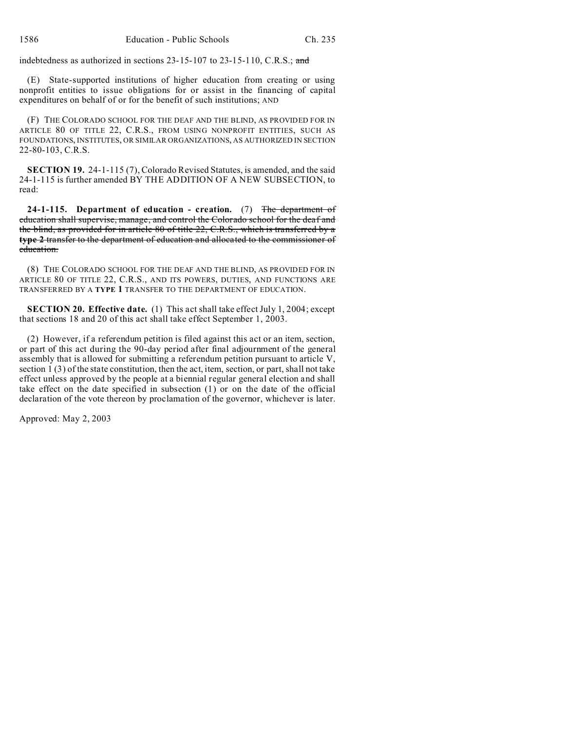indebtedness as authorized in sections 23-15-107 to 23-15-110, C.R.S.; ~~and~~

(E) State-supported institutions of higher education from creating or using nonprofit entities to issue obligations for or assist in the financing of capital expenditures on behalf of or for the benefit of such institutions; AND

(F) THE COLORADO SCHOOL FOR THE DEAF AND THE BLIND, AS PROVIDED FOR IN ARTICLE 80 OF TITLE 22, C.R.S., FROM USING NONPROFIT ENTITIES, SUCH AS FOUNDATIONS, INSTITUTES, OR SIMILAR ORGANIZATIONS, AS AUTHORIZED IN SECTION 22-80-103, C.R.S.

**SECTION 19.** 24-1-115 (7), Colorado Revised Statutes, is amended, and the said 24-1-115 is further amended BY THE ADDITION OF A NEW SUBSECTION, to read:

**24-1-115. Department of education - creation.** (7) ~~The department of education shall supervise, manage, and control the Colorado school for the deaf and the blind, as provided for in article 80 of title 22, C.R.S., which is transferred by a **type 2** transfer to the department of education and allocated to the commissioner of education.~~

(8) THE COLORADO SCHOOL FOR THE DEAF AND THE BLIND, AS PROVIDED FOR IN ARTICLE 80 OF TITLE 22, C.R.S., AND ITS POWERS, DUTIES, AND FUNCTIONS ARE TRANSFERRED BY A **TYPE 1** TRANSFER TO THE DEPARTMENT OF EDUCATION.

**SECTION 20. Effective date.** (1) This act shall take effect July 1, 2004; except that sections 18 and 20 of this act shall take effect September 1, 2003.

(2) However, if a referendum petition is filed against this act or an item, section, or part of this act during the 90-day period after final adjournment of the general assembly that is allowed for submitting a referendum petition pursuant to article V, section 1 (3) of the state constitution, then the act, item, section, or part, shall not take effect unless approved by the people at a biennial regular general election and shall take effect on the date specified in subsection (1) or on the date of the official declaration of the vote thereon by proclamation of the governor, whichever is later.

Approved: May 2, 2003